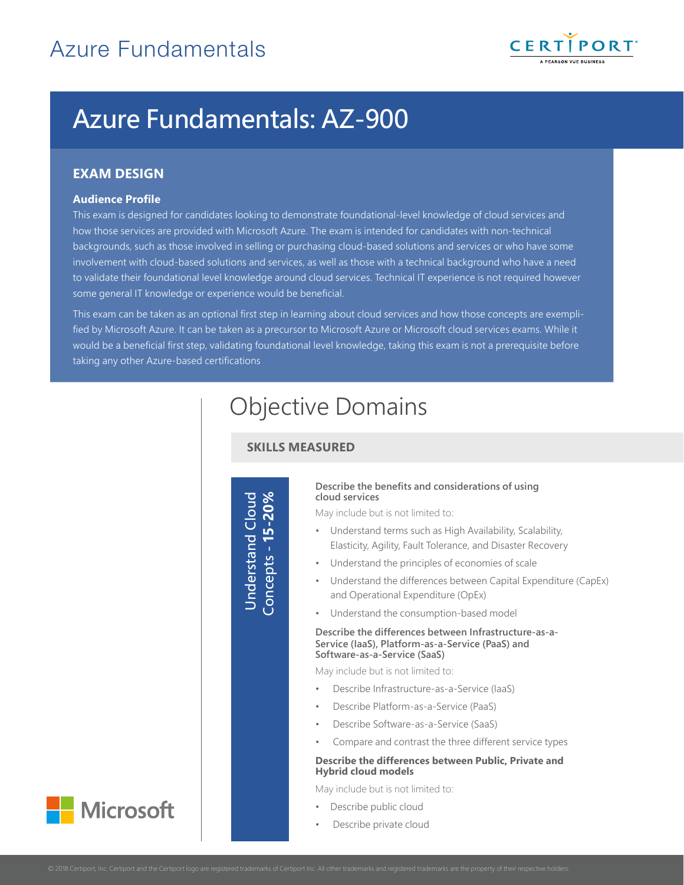# Azure Fundamentals: AZ-900

## EXAM DESIGN

### Audience Profile

This exam is designed for candidates looking to demonstrate foundational-level knowledge of cloud services and how those services are provided with Microsoft Azure. The exam is intended for candidates with non-technical backgrounds, such as those involved in selling or purchasing cloud-based solutions and services or who have some involvement with cloud-based solutions and services, as well as those with a technical background who have a need to validate their foundational level knowledge around cloud services. Technical IT experience is not required however some general IT knowledge or experience would be beneficial.

This exam can be taken as an optional first step in learning about cloud services and how those concepts are exemplified by Microsoft Azure. It can be taken as a precursor to Microsoft Azure or Microsoft cloud services exams. While it would be a beneficial first step, validating foundational level knowledge, taking this exam is not a prerequisite before taking any other Azure-based certifications

# Objective Domains

## SKILLS MEASURED

### Understand Cloud Concepts - **15-20%**

**Describe the benefits and considerations of using cloud services**

May include but is not limited to:

- Understand terms such as High Availability, Scalability, Elasticity, Agility, Fault Tolerance, and Disaster Recovery
- Understand the principles of economies of scale
- Understand the differences between Capital Expenditure (CapEx) and Operational Expenditure (OpEx)
- Understand the consumption-based model

**Describe the differences between Infrastructure-as-a-Service (IaaS), Platform-as-a-Service (PaaS) and Software-as-a-Service (SaaS)**

May include but is not limited to:

- Describe Infrastructure-as-a-Service (IaaS)
- Describe Platform-as-a-Service (PaaS)
- Describe Software-as-a-Service (SaaS)
- Compare and contrast the three different service types

**Describe the differences between Public, Private and Hybrid cloud models**

May include but is not limited to:

- Describe public cloud
- Describe private cloud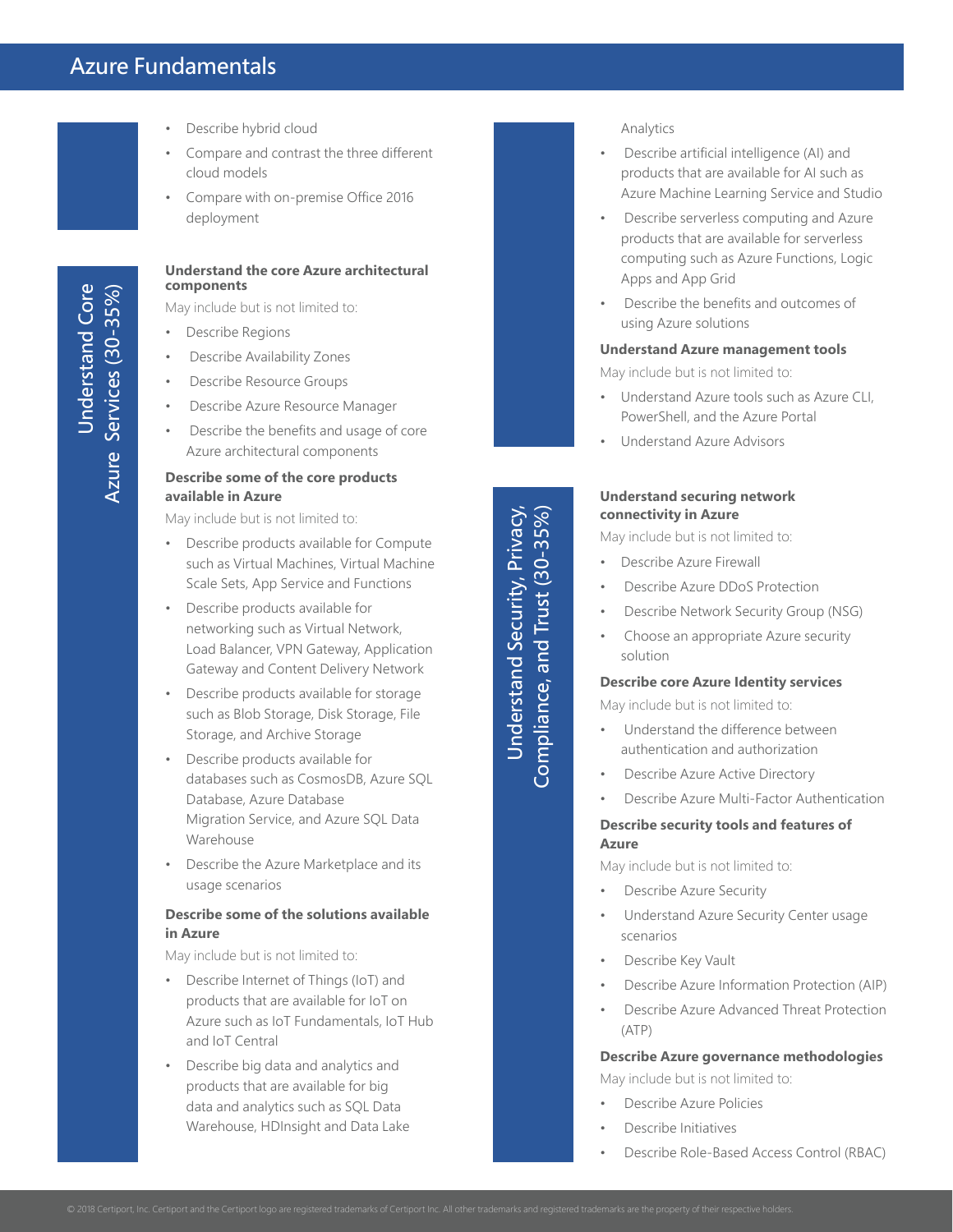# Azure Fundamentals

- Describe hybrid cloud
- Compare and contrast the three different cloud models
- Compare with on-premise Office 2016 deployment

## Understand Core Azure Services (30-35%)

**Understand the core Azure architectural components**

May include but is not limited to:

- Describe Regions
- Describe Availability Zones
- Describe Resource Groups
- Describe Azure Resource Manager
- Describe the benefits and usage of core Azure architectural components

**Describe some of the core products available in Azure**

May include but is not limited to:

- Describe products available for Compute such as Virtual Machines, Virtual Machine Scale Sets, App Service and Functions
- Describe products available for networking such as Virtual Network, Load Balancer, VPN Gateway, Application Gateway and Content Delivery Network
- Describe products available for storage such as Blob Storage, Disk Storage, File Storage, and Archive Storage
- Describe products available for databases such as CosmosDB, Azure SQL Database, Azure Database Migration Service, and Azure SQL Data Warehouse
- Describe the Azure Marketplace and its usage scenarios

**Describe some of the solutions available in Azure**

May include but is not limited to:

- Describe Internet of Things (IoT) and products that are available for IoT on Azure such as IoT Fundamentals, IoT Hub and IoT Central
- Describe big data and analytics and products that are available for big data and analytics such as SQL Data Warehouse, HDInsight and Data Lake Analytics
- Describe artificial intelligence (AI) and products that are available for AI such as Azure Machine Learning Service and Studio
- Describe serverless computing and Azure products that are available for serverless computing such as Azure Functions, Logic Apps and App Grid
- Describe the benefits and outcomes of using Azure solutions

**Understand Azure management tools**

May include but is not limited to:

- Understand Azure tools such as Azure CLI, PowerShell, and the Azure Portal
- Understand Azure Advisors

## Understand Security, Privacy, Compliance, and Trust (30-35%)

**Understand securing network connectivity in Azure**

May include but is not limited to:

- Describe Azure Firewall
- Describe Azure DDoS Protection
- Describe Network Security Group (NSG)
- Choose an appropriate Azure security solution

**Describe core Azure Identity services**

May include but is not limited to:

- Understand the difference between authentication and authorization
- Describe Azure Active Directory
- Describe Azure Multi-Factor Authentication

**Describe security tools and features of Azure**

May include but is not limited to:

- Describe Azure Security
- Understand Azure Security Center usage scenarios
- Describe Key Vault
- Describe Azure Information Protection (AIP)
- Describe Azure Advanced Threat Protection (ATP)

**Describe Azure governance methodologies**

May include but is not limited to:

- Describe Azure Policies
- Describe Initiatives
- Describe Role-Based Access Control (RBAC)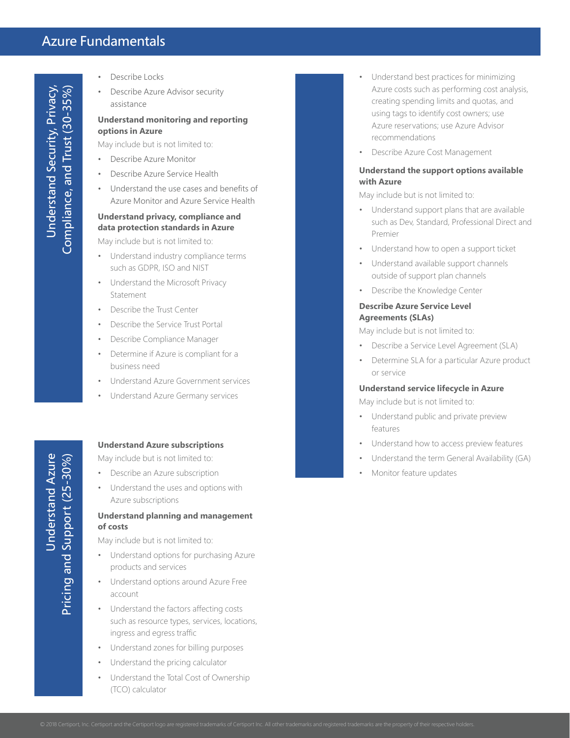# Azure Fundamentals

## Understand Security, Privacy, Compliance, and Trust (30-35%)

- Describe Locks
- Describe Azure Advisor security assistance

**Understand monitoring and reporting options in Azure**

May include but is not limited to:

- Describe Azure Monitor
- Describe Azure Service Health
- Understand the use cases and benefits of Azure Monitor and Azure Service Health

**Understand privacy, compliance and data protection standards in Azure**

May include but is not limited to:

- Understand industry compliance terms such as GDPR, ISO and NIST
- Understand the Microsoft Privacy Statement
- Describe the Trust Center
- Describe the Service Trust Portal
- Describe Compliance Manager
- Determine if Azure is compliant for a business need
- Understand Azure Government services
- Understand Azure Germany services

## Understand Azure Pricing and Support (25-30%)

**Understand Azure subscriptions**

May include but is not limited to:

- Describe an Azure subscription
- Understand the uses and options with Azure subscriptions

**Understand planning and management of costs**

May include but is not limited to:

- Understand options for purchasing Azure products and services
- Understand options around Azure Free account
- Understand the factors affecting costs such as resource types, services, locations, ingress and egress traffic
- Understand zones for billing purposes
- Understand the pricing calculator
- Understand the Total Cost of Ownership (TCO) calculator
- Understand best practices for minimizing Azure costs such as performing cost analysis, creating spending limits and quotas, and using tags to identify cost owners; use Azure reservations; use Azure Advisor recommendations
- Describe Azure Cost Management

**Understand the support options available with Azure**

May include but is not limited to:

- Understand support plans that are available such as Dev, Standard, Professional Direct and Premier
- Understand how to open a support ticket
- Understand available support channels outside of support plan channels
- Describe the Knowledge Center

**Describe Azure Service Level Agreements (SLAs)**

May include but is not limited to:

- Describe a Service Level Agreement (SLA)
- Determine SLA for a particular Azure product or service

**Understand service lifecycle in Azure**

May include but is not limited to:

- Understand public and private preview features
- Understand how to access preview features
- Understand the term General Availability (GA)
- Monitor feature updates

© 2018 Certiport, Inc. Certiport and the Certiport logo are registered trademarks of Certiport Inc. All other trademarks and registered trademarks are the property of their respective holders.